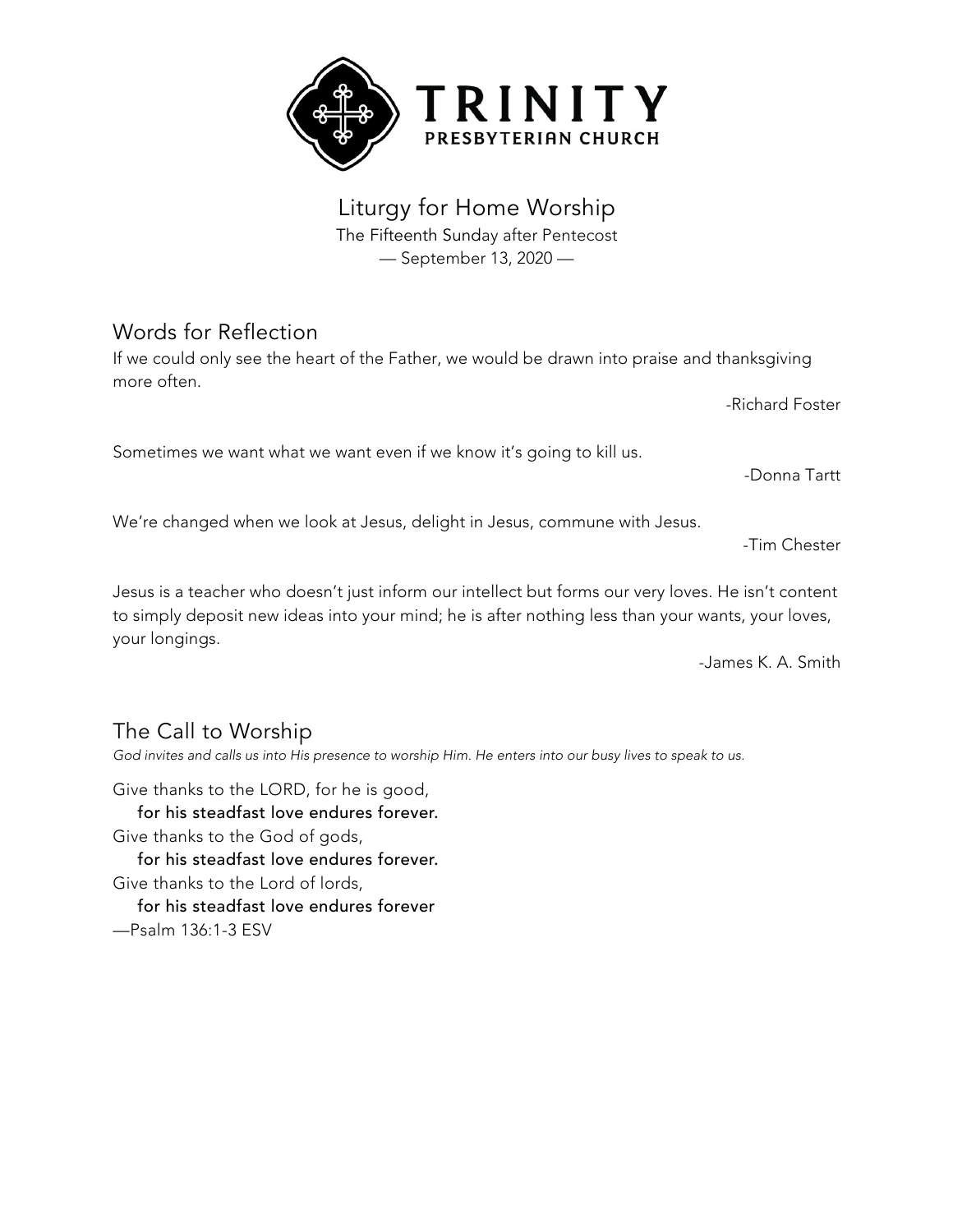# TRINITY
PRESBYTERIAN CHURCH

## Liturgy for Home Worship

The Fifteenth Sunday after Pentecost

— September 13, 2020 —

## Words for Reflection

If we could only see the heart of the Father, we would be drawn into praise and thanksgiving more often.

-Richard Foster

Sometimes we want what we want even if we know it's going to kill us.

-Donna Tartt

We're changed when we look at Jesus, delight in Jesus, commune with Jesus.

-Tim Chester

Jesus is a teacher who doesn't just inform our intellect but forms our very loves. He isn't content to simply deposit new ideas into your mind; he is after nothing less than your wants, your loves, your longings.

-James K. A. Smith

## The Call to Worship

*God invites and calls us into His presence to worship Him. He enters into our busy lives to speak to us.*

Give thanks to the LORD, for he is good,
**for his steadfast love endures forever.**
Give thanks to the God of gods,
**for his steadfast love endures forever.**
Give thanks to the Lord of lords,
**for his steadfast love endures forever**
—Psalm 136:1-3 ESV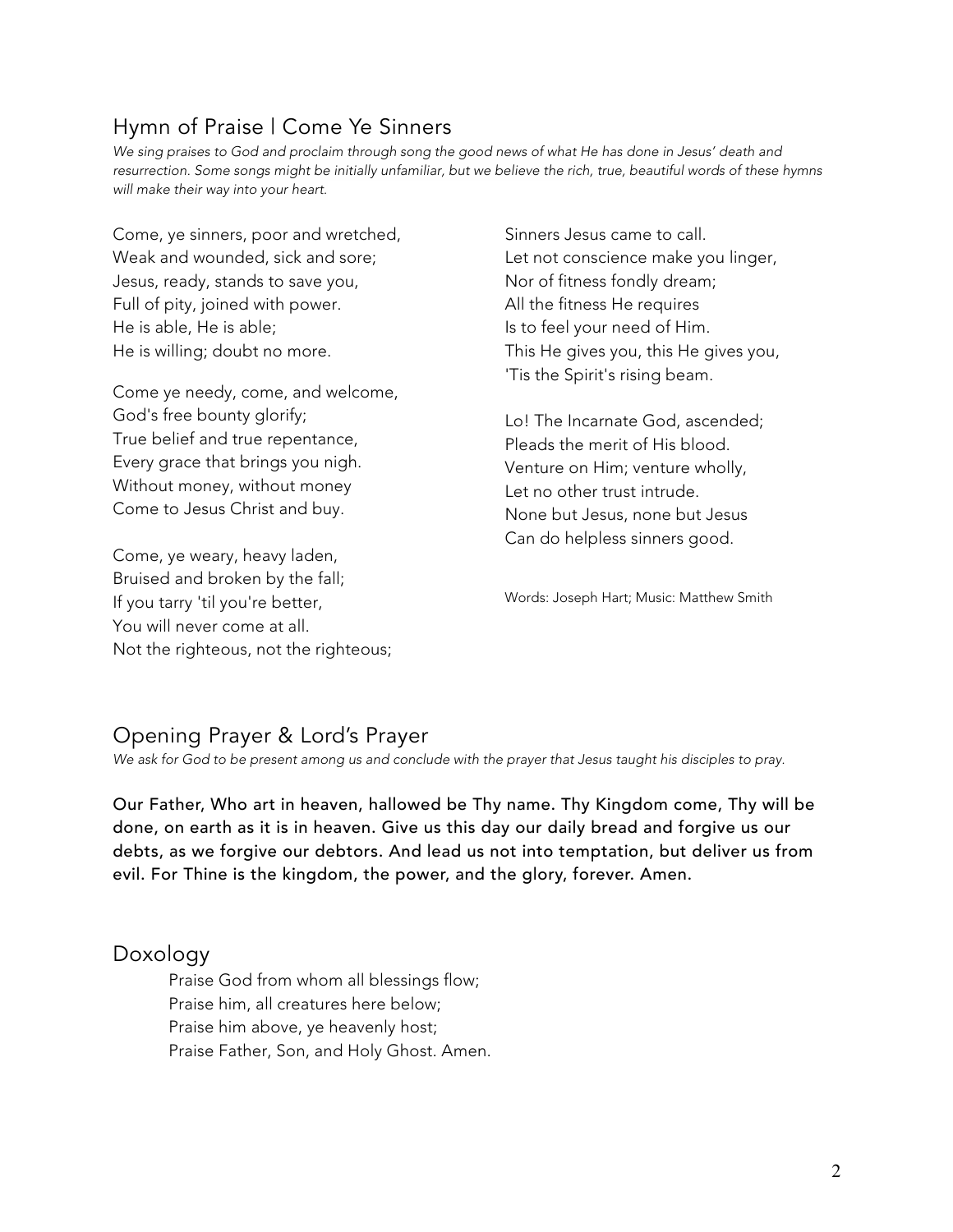## Hymn of Praise | Come Ye Sinners

*We sing praises to God and proclaim through song the good news of what He has done in Jesus' death and resurrection. Some songs might be initially unfamiliar, but we believe the rich, true, beautiful words of these hymns will make their way into your heart.*

Come, ye sinners, poor and wretched,
Weak and wounded, sick and sore;
Jesus, ready, stands to save you,
Full of pity, joined with power.
He is able, He is able;
He is willing; doubt no more.

Come ye needy, come, and welcome,
God's free bounty glorify;
True belief and true repentance,
Every grace that brings you nigh.
Without money, without money
Come to Jesus Christ and buy.

Come, ye weary, heavy laden,
Bruised and broken by the fall;
If you tarry 'til you're better,
You will never come at all.
Not the righteous, not the righteous;
Sinners Jesus came to call.
Let not conscience make you linger,
Nor of fitness fondly dream;
All the fitness He requires
Is to feel your need of Him.
This He gives you, this He gives you,
'Tis the Spirit's rising beam.

Lo! The Incarnate God, ascended;
Pleads the merit of His blood.
Venture on Him; venture wholly,
Let no other trust intrude.
None but Jesus, none but Jesus
Can do helpless sinners good.

Words: Joseph Hart; Music: Matthew Smith

## Opening Prayer & Lord's Prayer

*We ask for God to be present among us and conclude with the prayer that Jesus taught his disciples to pray.*

**Our Father, Who art in heaven, hallowed be Thy name. Thy Kingdom come, Thy will be done, on earth as it is in heaven. Give us this day our daily bread and forgive us our debts, as we forgive our debtors. And lead us not into temptation, but deliver us from evil. For Thine is the kingdom, the power, and the glory, forever. Amen.**

## Doxology

Praise God from whom all blessings flow;
Praise him, all creatures here below;
Praise him above, ye heavenly host;
Praise Father, Son, and Holy Ghost. Amen.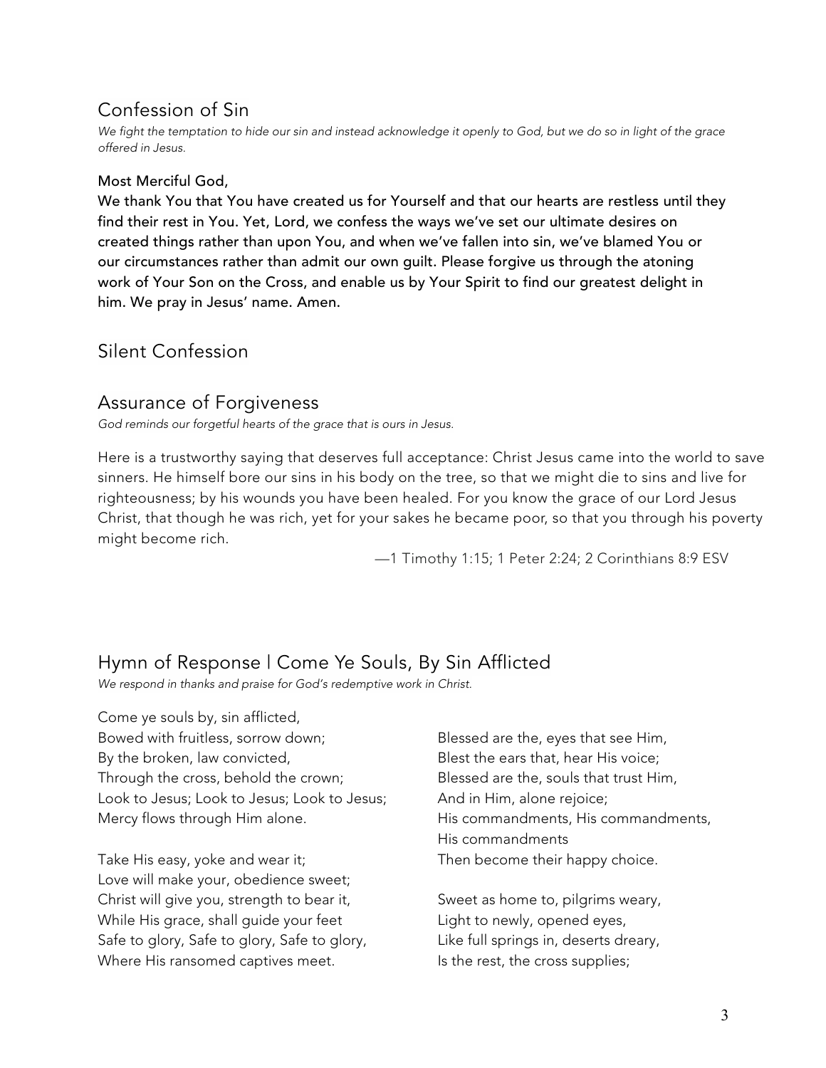## Confession of Sin

*We fight the temptation to hide our sin and instead acknowledge it openly to God, but we do so in light of the grace offered in Jesus.*

**Most Merciful God,**
**We thank You that You have created us for Yourself and that our hearts are restless until they find their rest in You. Yet, Lord, we confess the ways we've set our ultimate desires on created things rather than upon You, and when we've fallen into sin, we've blamed You or our circumstances rather than admit our own guilt. Please forgive us through the atoning work of Your Son on the Cross, and enable us by Your Spirit to find our greatest delight in him. We pray in Jesus' name. Amen.**

## Silent Confession

## Assurance of Forgiveness

*God reminds our forgetful hearts of the grace that is ours in Jesus.*

Here is a trustworthy saying that deserves full acceptance: Christ Jesus came into the world to save sinners. He himself bore our sins in his body on the tree, so that we might die to sins and live for righteousness; by his wounds you have been healed. For you know the grace of our Lord Jesus Christ, that though he was rich, yet for your sakes he became poor, so that you through his poverty might become rich.

—1 Timothy 1:15; 1 Peter 2:24; 2 Corinthians 8:9 ESV

## Hymn of Response | Come Ye Souls, By Sin Afflicted

*We respond in thanks and praise for God's redemptive work in Christ.*

Come ye souls by, sin afflicted,
Bowed with fruitless, sorrow down;
By the broken, law convicted,
Through the cross, behold the crown;
Look to Jesus; Look to Jesus; Look to Jesus;
Mercy flows through Him alone.

Take His easy, yoke and wear it;
Love will make your, obedience sweet;
Christ will give you, strength to bear it,
While His grace, shall guide your feet
Safe to glory, Safe to glory, Safe to glory,
Where His ransomed captives meet.

Blessed are the, eyes that see Him,
Blest the ears that, hear His voice;
Blessed are the, souls that trust Him,
And in Him, alone rejoice;
His commandments, His commandments,
His commandments
Then become their happy choice.

Sweet as home to, pilgrims weary,
Light to newly, opened eyes,
Like full springs in, deserts dreary,
Is the rest, the cross supplies;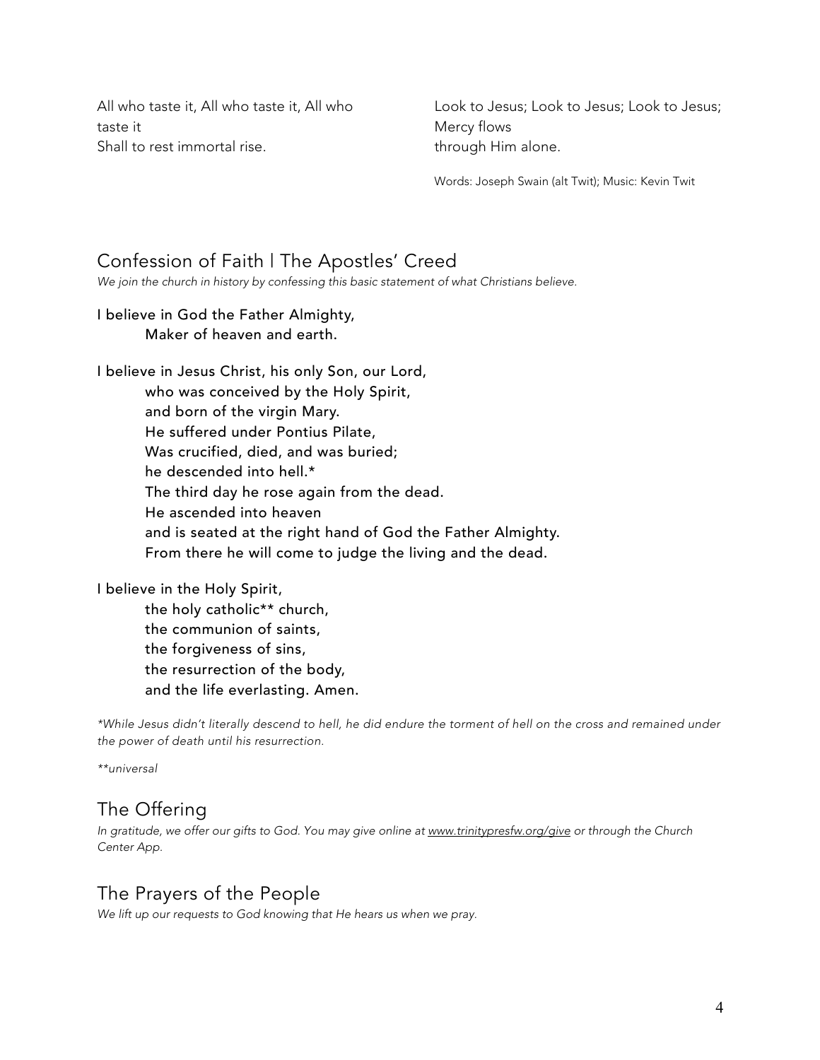All who taste it, All who taste it, All who taste it
Shall to rest immortal rise.

Look to Jesus; Look to Jesus; Look to Jesus;
Mercy flows
through Him alone.

Words: Joseph Swain (alt Twit); Music: Kevin Twit

## Confession of Faith | The Apostles' Creed

*We join the church in history by confessing this basic statement of what Christians believe.*

**I believe in God the Father Almighty,**
**Maker of heaven and earth.**

**I believe in Jesus Christ, his only Son, our Lord,**
**who was conceived by the Holy Spirit,**
**and born of the virgin Mary.**
**He suffered under Pontius Pilate,**
**Was crucified, died, and was buried;**
**he descended into hell.***
**The third day he rose again from the dead.**
**He ascended into heaven**
**and is seated at the right hand of God the Father Almighty.**
**From there he will come to judge the living and the dead.**

**I believe in the Holy Spirit,**
**the holy catholic** church,**
**the communion of saints,**
**the forgiveness of sins,**
**the resurrection of the body,**
**and the life everlasting. Amen.**

*\*While Jesus didn't literally descend to hell, he did endure the torment of hell on the cross and remained under the power of death until his resurrection.*

*\*\*universal*

## The Offering

*In gratitude, we offer our gifts to God. You may give online at www.trinitypresfw.org/give or through the Church Center App.*

## The Prayers of the People

*We lift up our requests to God knowing that He hears us when we pray.*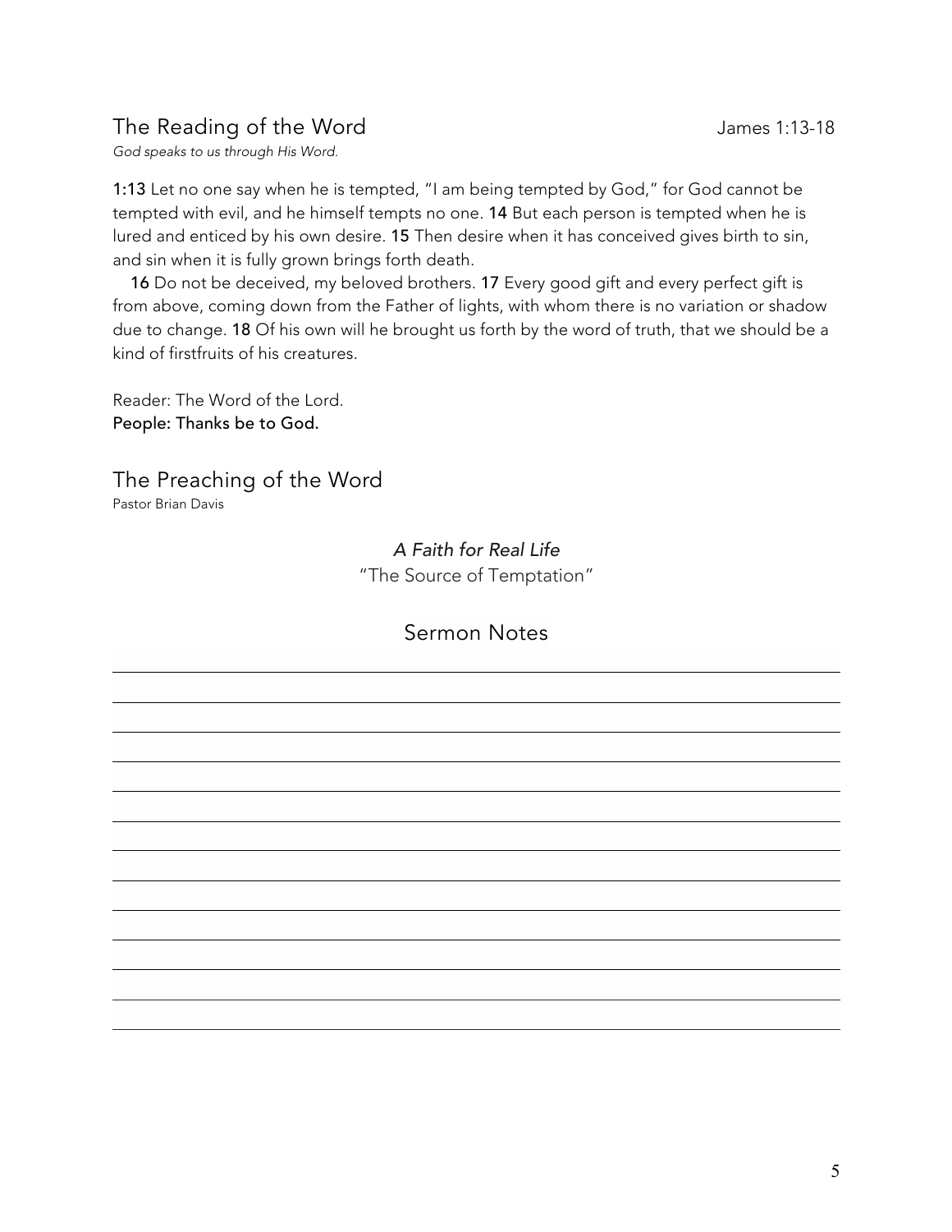## The Reading of the Word

James 1:13-18

*God speaks to us through His Word.*

**1:13** Let no one say when he is tempted, "I am being tempted by God," for God cannot be tempted with evil, and he himself tempts no one. **14** But each person is tempted when he is lured and enticed by his own desire. **15** Then desire when it has conceived gives birth to sin, and sin when it is fully grown brings forth death.

**16** Do not be deceived, my beloved brothers. **17** Every good gift and every perfect gift is from above, coming down from the Father of lights, with whom there is no variation or shadow due to change. **18** Of his own will he brought us forth by the word of truth, that we should be a kind of firstfruits of his creatures.

Reader: The Word of the Lord.
**People: Thanks be to God.**

## The Preaching of the Word

Pastor Brian Davis

*A Faith for Real Life*
"The Source of Temptation"

### Sermon Notes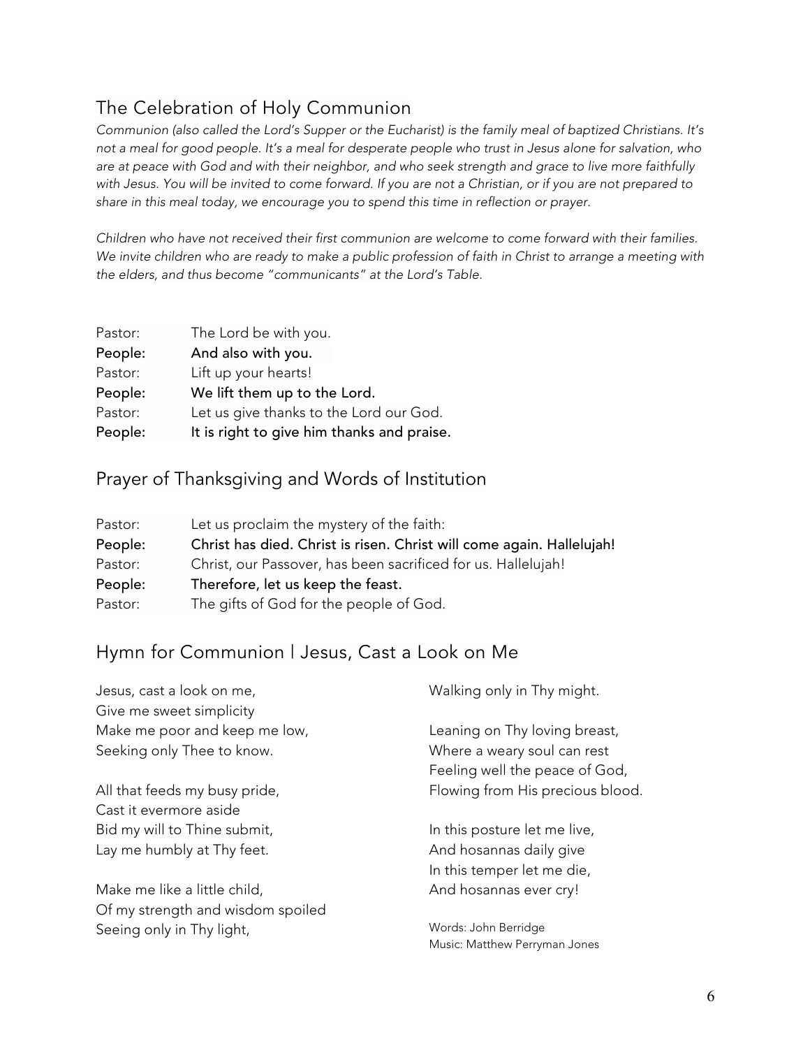## The Celebration of Holy Communion

*Communion (also called the Lord's Supper or the Eucharist) is the family meal of baptized Christians. It's not a meal for good people. It's a meal for desperate people who trust in Jesus alone for salvation, who are at peace with God and with their neighbor, and who seek strength and grace to live more faithfully with Jesus. You will be invited to come forward. If you are not a Christian, or if you are not prepared to share in this meal today, we encourage you to spend this time in reflection or prayer.*

*Children who have not received their first communion are welcome to come forward with their families. We invite children who are ready to make a public profession of faith in Christ to arrange a meeting with the elders, and thus become "communicants" at the Lord's Table.*

Pastor: The Lord be with you.
**People: And also with you.**
Pastor: Lift up your hearts!
**People: We lift them up to the Lord.**
Pastor: Let us give thanks to the Lord our God.
**People: It is right to give him thanks and praise.**

## Prayer of Thanksgiving and Words of Institution

Pastor: Let us proclaim the mystery of the faith:
**People: Christ has died. Christ is risen. Christ will come again. Hallelujah!**
Pastor: Christ, our Passover, has been sacrificed for us. Hallelujah!
**People: Therefore, let us keep the feast.**
Pastor: The gifts of God for the people of God.

## Hymn for Communion | Jesus, Cast a Look on Me

Jesus, cast a look on me,
Give me sweet simplicity
Make me poor and keep me low,
Seeking only Thee to know.

All that feeds my busy pride,
Cast it evermore aside
Bid my will to Thine submit,
Lay me humbly at Thy feet.

Make me like a little child,
Of my strength and wisdom spoiled
Seeing only in Thy light,
Walking only in Thy might.

Leaning on Thy loving breast,
Where a weary soul can rest
Feeling well the peace of God,
Flowing from His precious blood.

In this posture let me live,
And hosannas daily give
In this temper let me die,
And hosannas ever cry!

Words: John Berridge
Music: Matthew Perryman Jones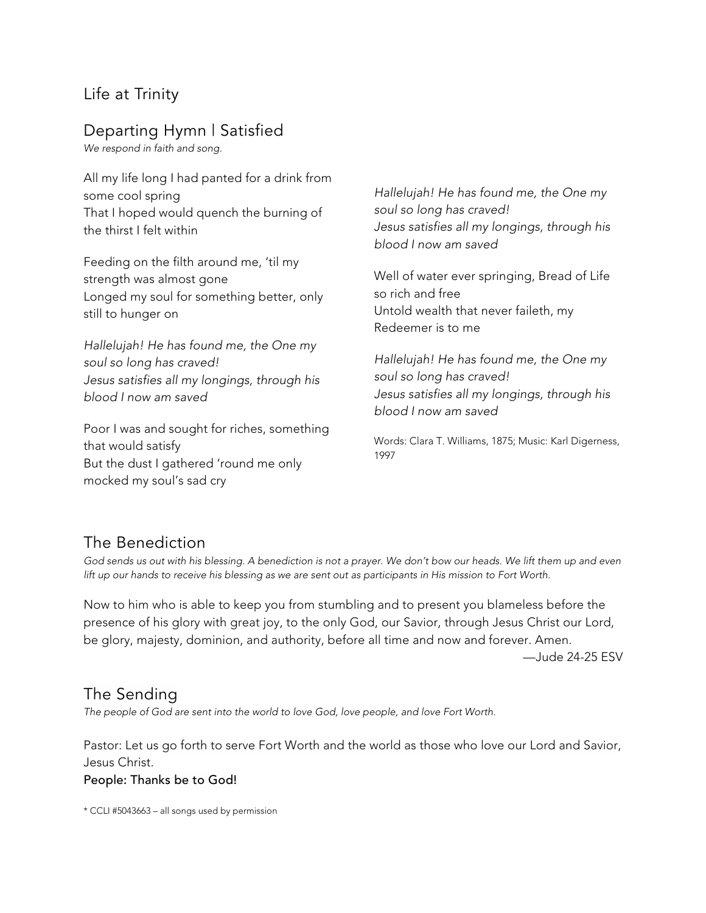## Life at Trinity

## Departing Hymn | Satisfied

*We respond in faith and song.*

All my life long I had panted for a drink from some cool spring
That I hoped would quench the burning of the thirst I felt within

Feeding on the filth around me, 'til my strength was almost gone
Longed my soul for something better, only still to hunger on

*Hallelujah! He has found me, the One my soul so long has craved!*
*Jesus satisfies all my longings, through his blood I now am saved*

Poor I was and sought for riches, something that would satisfy
But the dust I gathered 'round me only mocked my soul's sad cry

*Hallelujah! He has found me, the One my soul so long has craved!*
*Jesus satisfies all my longings, through his blood I now am saved*

Well of water ever springing, Bread of Life so rich and free
Untold wealth that never faileth, my Redeemer is to me

*Hallelujah! He has found me, the One my soul so long has craved!*
*Jesus satisfies all my longings, through his blood I now am saved*

Words: Clara T. Williams, 1875; Music: Karl Digerness, 1997

## The Benediction

*God sends us out with his blessing. A benediction is not a prayer. We don't bow our heads. We lift them up and even lift up our hands to receive his blessing as we are sent out as participants in His mission to Fort Worth.*

Now to him who is able to keep you from stumbling and to present you blameless before the presence of his glory with great joy, to the only God, our Savior, through Jesus Christ our Lord, be glory, majesty, dominion, and authority, before all time and now and forever. Amen.

—Jude 24-25 ESV

## The Sending

*The people of God are sent into the world to love God, love people, and love Fort Worth.*

Pastor: Let us go forth to serve Fort Worth and the world as those who love our Lord and Savior, Jesus Christ.

**People: Thanks be to God!**

* CCLI #5043663 – all songs used by permission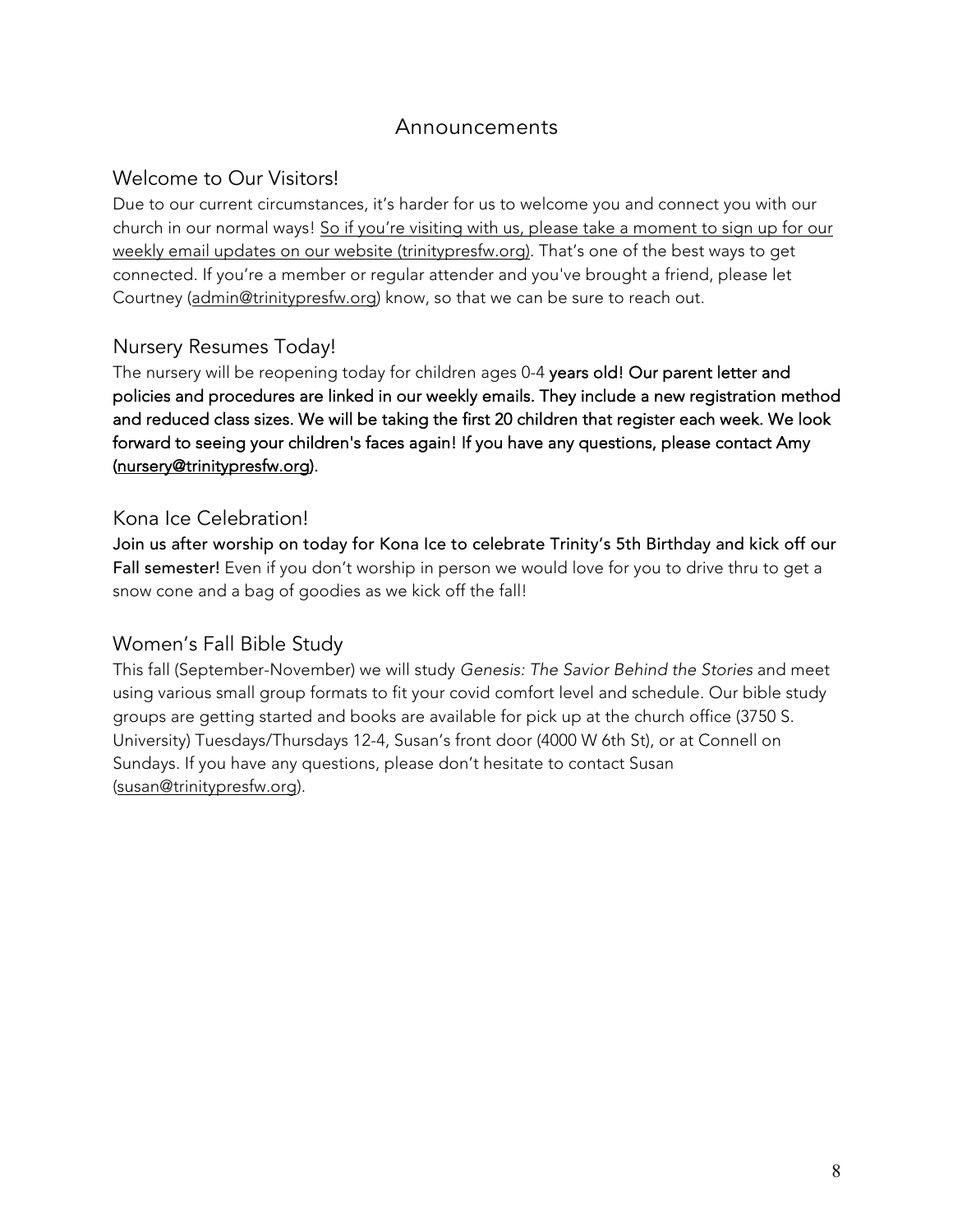# Announcements

## Welcome to Our Visitors!

Due to our current circumstances, it's harder for us to welcome you and connect you with our church in our normal ways! So if you're visiting with us, please take a moment to sign up for our weekly email updates on our website (trinitypresfw.org). That's one of the best ways to get connected. If you're a member or regular attender and you've brought a friend, please let Courtney (admin@trinitypresfw.org) know, so that we can be sure to reach out.

## Nursery Resumes Today!

The nursery will be reopening today for children ages 0-4 **years old! Our parent letter and policies and procedures are linked in our weekly emails. They include a new registration method and reduced class sizes. We will be taking the first 20 children that register each week. We look forward to seeing your children's faces again! If you have any questions, please contact Amy (nursery@trinitypresfw.org).**

## Kona Ice Celebration!

**Join us after worship on today for Kona Ice to celebrate Trinity's 5th Birthday and kick off our Fall semester!** Even if you don't worship in person we would love for you to drive thru to get a snow cone and a bag of goodies as we kick off the fall!

## Women's Fall Bible Study

This fall (September-November) we will study *Genesis: The Savior Behind the Stories* and meet using various small group formats to fit your covid comfort level and schedule. Our bible study groups are getting started and books are available for pick up at the church office (3750 S. University) Tuesdays/Thursdays 12-4, Susan's front door (4000 W 6th St), or at Connell on Sundays. If you have any questions, please don't hesitate to contact Susan (susan@trinitypresfw.org).